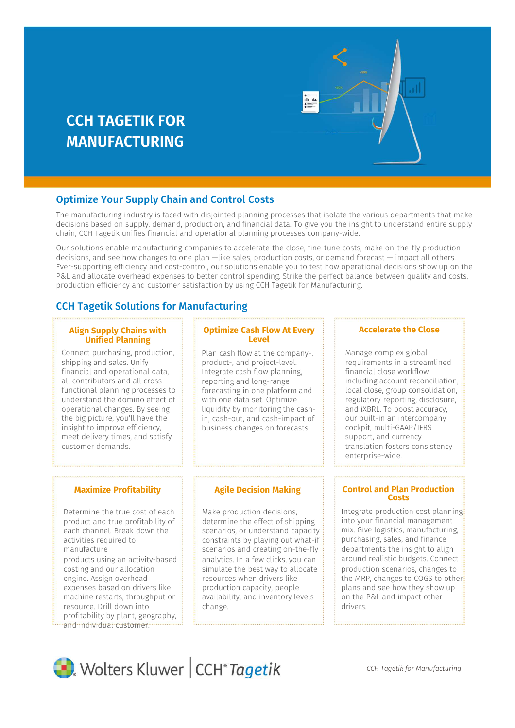# CCH TAGETIK FOR MANUFACTURING

## Optimize Your Supply Chain and Control Costs

The manufacturing industry is faced with disjointed planning processes that isolate the various departments that make decisions based on supply, demand, production, and financial data. To give you the insight to understand entire supply chain, CCH Tagetik unifies financial and operational planning processes company-wide.

Our solutions enable manufacturing companies to accelerate the close, fine-tune costs, make on-the-fly production decisions, and see how changes to one plan —like sales, production costs, or demand forecast — impact all others. Ever-supporting efficiency and cost-control, our solutions enable you to test how operational decisions show up on the P&L and allocate overhead expenses to better control spending. Strike the perfect balance between quality and costs, production efficiency and customer satisfaction by using CCH Tagetik for Manufacturing.

## CCH Tagetik Solutions for Manufacturing

### Align Supply Chains with Unified Planning

Connect purchasing, production, shipping and sales. Unify financial and operational data, all contributors and all cross-functional planning processes to understand the domino effect of operational changes. By seeing the big picture, you'll have the insight to improve efficiency, meet delivery times, and satisfy customer demands.

### Optimize Cash Flow At Every Level

Plan cash flow at the company-, product-, and project-level. Integrate cash flow planning, reporting and long-range forecasting in one platform and with one data set. Optimize liquidity by monitoring the cash-in, cash-out, and cash-impact of business changes on forecasts.

### Accelerate the Close

Manage complex global requirements in a streamlined financial close workflow including account reconciliation, local close, group consolidation, regulatory reporting, disclosure, and iXBRL. To boost accuracy, our built-in an intercompany cockpit, multi-GAAP/IFRS support, and currency translation fosters consistency enterprise-wide.

### Maximize Profitability

Determine the true cost of each product and true profitability of each channel. Break down the activities required to manufacture products using an activity-based costing and our allocation engine. Assign overhead expenses based on drivers like machine restarts, throughput or resource. Drill down into profitability by plant, geography, and individual customer.

### Agile Decision Making

Make production decisions, determine the effect of shipping scenarios, or understand capacity constraints by playing out what-if scenarios and creating on-the-fly analytics. In a few clicks, you can simulate the best way to allocate resources when drivers like production capacity, people availability, and inventory levels change.

### Control and Plan Production Costs

Integrate production cost planning into your financial management mix. Give logistics, manufacturing, purchasing, sales, and finance departments the insight to align around realistic budgets. Connect production scenarios, changes to the MRP, changes to COGS to other plans and see how they show up on the P&L and impact other drivers.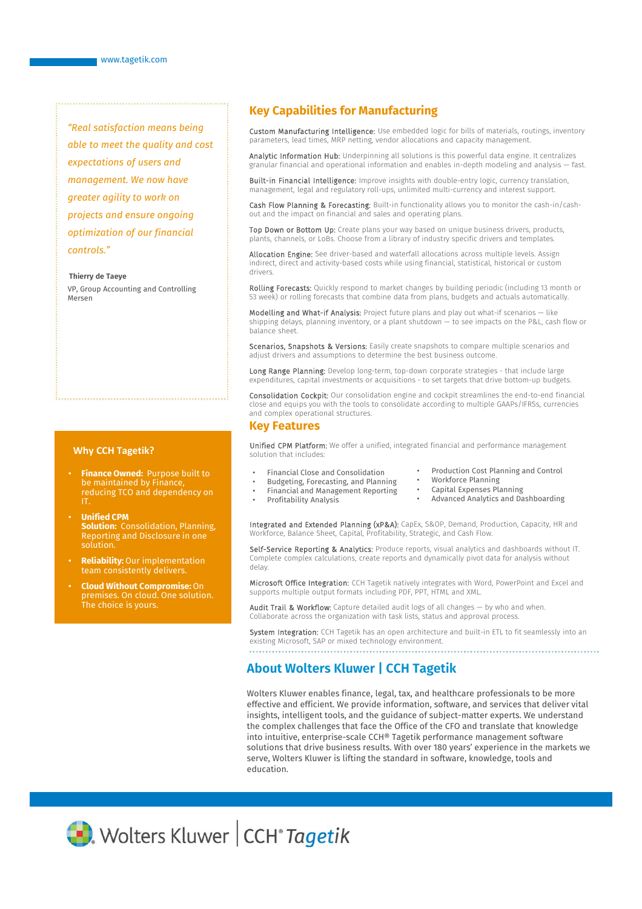www.tagetik.com

*"Real satisfaction means being able to meet the quality and cost expectations of users and management. We now have greater agility to work on projects and ensure ongoing optimization of our financial controls."*

**Thierry de Taeye**
VP, Group Accounting and Controlling
Mersen

## Key Capabilities for Manufacturing

Custom Manufacturing Intelligence: Use embedded logic for bills of materials, routings, inventory parameters, lead times, MRP netting, vendor allocations and capacity management.

Analytic Information Hub: Underpinning all solutions is this powerful data engine. It centralizes granular financial and operational information and enables in-depth modeling and analysis — fast.

Built-in Financial Intelligence: Improve insights with double-entry logic, currency translation, management, legal and regulatory roll-ups, unlimited multi-currency and interest support.

Cash Flow Planning & Forecasting: Built-in functionality allows you to monitor the cash-in/cash-out and the impact on financial and sales and operating plans.

Top Down or Bottom Up: Create plans your way based on unique business drivers, products, plants, channels, or LoBs. Choose from a library of industry specific drivers and templates.

Allocation Engine: See driver-based and waterfall allocations across multiple levels. Assign indirect, direct and activity-based costs while using financial, statistical, historical or custom drivers.

Rolling Forecasts: Quickly respond to market changes by building periodic (including 13 month or 53 week) or rolling forecasts that combine data from plans, budgets and actuals automatically.

Modelling and What-if Analysis: Project future plans and play out what-if scenarios — like shipping delays, planning inventory, or a plant shutdown — to see impacts on the P&L, cash flow or balance sheet.

Scenarios, Snapshots & Versions: Easily create snapshots to compare multiple scenarios and adjust drivers and assumptions to determine the best business outcome.

Long Range Planning: Develop long-term, top-down corporate strategies - that include large expenditures, capital investments or acquisitions - to set targets that drive bottom-up budgets.

Consolidation Cockpit: Our consolidation engine and cockpit streamlines the end-to-end financial close and equips you with the tools to consolidate according to multiple GAAPs/IFRSs, currencies and complex operational structures.

## Key Features

Unified CPM Platform: We offer a unified, integrated financial and performance management solution that includes:

- Financial Close and Consolidation
- Budgeting, Forecasting, and Planning
- Financial and Management Reporting
- Profitability Analysis
- Production Cost Planning and Control
- Workforce Planning
- Capital Expenses Planning
- Advanced Analytics and Dashboarding

Integrated and Extended Planning (xP&A): CapEx, S&OP, Demand, Production, Capacity, HR and Workforce, Balance Sheet, Capital, Profitability, Strategic, and Cash Flow.

Self-Service Reporting & Analytics: Produce reports, visual analytics and dashboards without IT. Complete complex calculations, create reports and dynamically pivot data for analysis without delay.

Microsoft Office Integration: CCH Tagetik natively integrates with Word, PowerPoint and Excel and supports multiple output formats including PDF, PPT, HTML and XML.

Audit Trail & Workflow: Capture detailed audit logs of all changes — by who and when. Collaborate across the organization with task lists, status and approval process.

System Integration: CCH Tagetik has an open architecture and built-in ETL to fit seamlessly into an existing Microsoft, SAP or mixed technology environment.

### Why CCH Tagetik?

- **Finance Owned:** Purpose built to be maintained by Finance, reducing TCO and dependency on IT.
- **Unified CPM Solution:** Consolidation, Planning, Reporting and Disclosure in one solution.
- **Reliability:** Our implementation team consistently delivers.
- **Cloud Without Compromise:** On premises. On cloud. One solution. The choice is yours.

## About Wolters Kluwer | CCH Tagetik

Wolters Kluwer enables finance, legal, tax, and healthcare professionals to be more effective and efficient. We provide information, software, and services that deliver vital insights, intelligent tools, and the guidance of subject-matter experts. We understand the complex challenges that face the Office of the CFO and translate that knowledge into intuitive, enterprise-scale CCH® Tagetik performance management software solutions that drive business results. With over 180 years' experience in the markets we serve, Wolters Kluwer is lifting the standard in software, knowledge, tools and education.

Wolters Kluwer | CCH® Tagetik